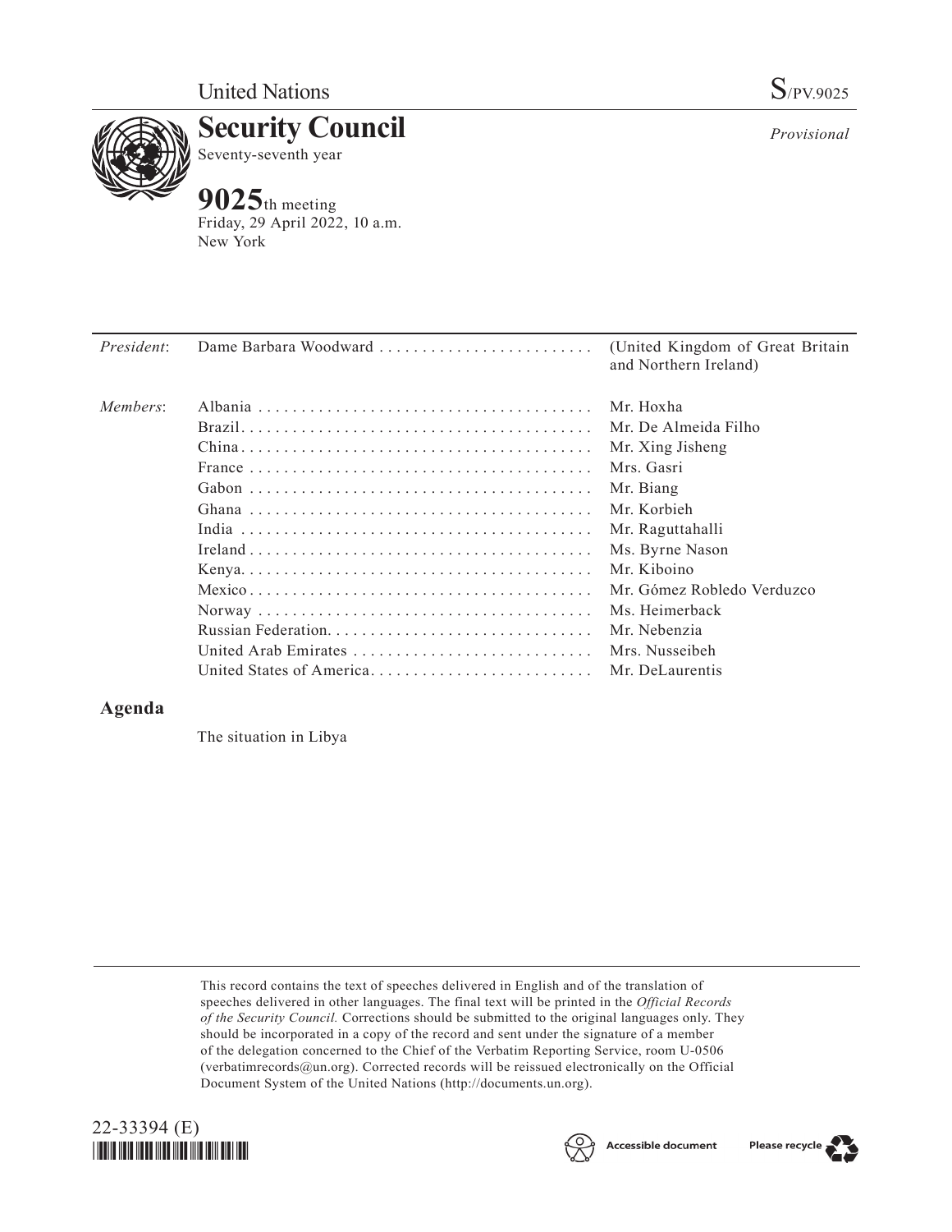United Nations

S/PV.9025

# Security Council

Seventy-seventh year

*Provisional*

## 9025th meeting

Friday, 29 April 2022, 10 a.m.
New York

| | | |
|---|---|---|
| *President*: | Dame Barbara Woodward | (United Kingdom of Great Britain and Northern Ireland) |
| *Members*: | Albania | Mr. Hoxha |
| | Brazil | Mr. De Almeida Filho |
| | China | Mr. Xing Jisheng |
| | France | Mrs. Gasri |
| | Gabon | Mr. Biang |
| | Ghana | Mr. Korbieh |
| | India | Mr. Raguttahalli |
| | Ireland | Ms. Byrne Nason |
| | Kenya | Mr. Kiboino |
| | Mexico | Mr. Gómez Robledo Verduzco |
| | Norway | Ms. Heimerback |
| | Russian Federation | Mr. Nebenzia |
| | United Arab Emirates | Mrs. Nusseibeh |
| | United States of America | Mr. DeLaurentis |

## Agenda

The situation in Libya

This record contains the text of speeches delivered in English and of the translation of speeches delivered in other languages. The final text will be printed in the *Official Records of the Security Council*. Corrections should be submitted to the original languages only. They should be incorporated in a copy of the record and sent under the signature of a member of the delegation concerned to the Chief of the Verbatim Reporting Service, room U-0506 (verbatimrecords@un.org). Corrected records will be reissued electronically on the Official Document System of the United Nations (http://documents.un.org).

22-33394 (E)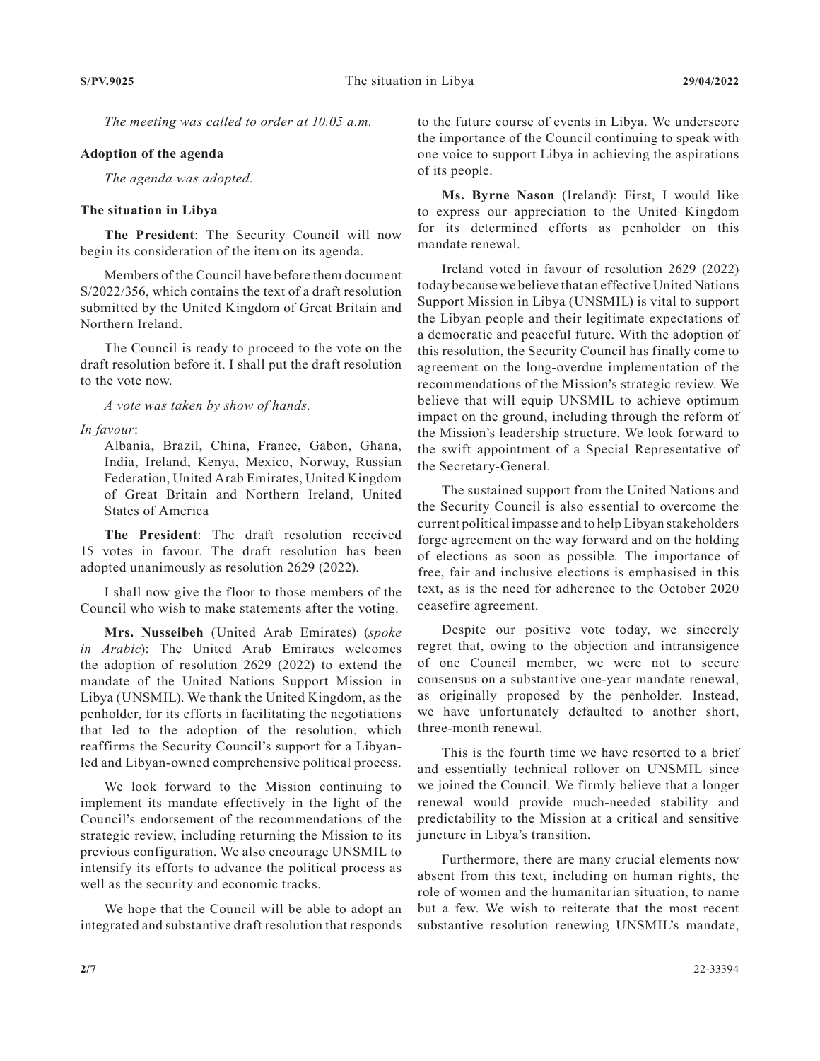*The meeting was called to order at 10.05 a.m.*

**Adoption of the agenda**

*The agenda was adopted.*

**The situation in Libya**

**The President**: The Security Council will now begin its consideration of the item on its agenda.

Members of the Council have before them document S/2022/356, which contains the text of a draft resolution submitted by the United Kingdom of Great Britain and Northern Ireland.

The Council is ready to proceed to the vote on the draft resolution before it. I shall put the draft resolution to the vote now.

*A vote was taken by show of hands.*

*In favour*:

Albania, Brazil, China, France, Gabon, Ghana, India, Ireland, Kenya, Mexico, Norway, Russian Federation, United Arab Emirates, United Kingdom of Great Britain and Northern Ireland, United States of America

**The President**: The draft resolution received 15 votes in favour. The draft resolution has been adopted unanimously as resolution 2629 (2022).

I shall now give the floor to those members of the Council who wish to make statements after the voting.

**Mrs. Nusseibeh** (United Arab Emirates) (*spoke in Arabic*): The United Arab Emirates welcomes the adoption of resolution 2629 (2022) to extend the mandate of the United Nations Support Mission in Libya (UNSMIL). We thank the United Kingdom, as the penholder, for its efforts in facilitating the negotiations that led to the adoption of the resolution, which reaffirms the Security Council's support for a Libyan-led and Libyan-owned comprehensive political process.

We look forward to the Mission continuing to implement its mandate effectively in the light of the Council's endorsement of the recommendations of the strategic review, including returning the Mission to its previous configuration. We also encourage UNSMIL to intensify its efforts to advance the political process as well as the security and economic tracks.

We hope that the Council will be able to adopt an integrated and substantive draft resolution that responds to the future course of events in Libya. We underscore the importance of the Council continuing to speak with one voice to support Libya in achieving the aspirations of its people.

**Ms. Byrne Nason** (Ireland): First, I would like to express our appreciation to the United Kingdom for its determined efforts as penholder on this mandate renewal.

Ireland voted in favour of resolution 2629 (2022) today because we believe that an effective United Nations Support Mission in Libya (UNSMIL) is vital to support the Libyan people and their legitimate expectations of a democratic and peaceful future. With the adoption of this resolution, the Security Council has finally come to agreement on the long-overdue implementation of the recommendations of the Mission's strategic review. We believe that will equip UNSMIL to achieve optimum impact on the ground, including through the reform of the Mission's leadership structure. We look forward to the swift appointment of a Special Representative of the Secretary-General.

The sustained support from the United Nations and the Security Council is also essential to overcome the current political impasse and to help Libyan stakeholders forge agreement on the way forward and on the holding of elections as soon as possible. The importance of free, fair and inclusive elections is emphasised in this text, as is the need for adherence to the October 2020 ceasefire agreement.

Despite our positive vote today, we sincerely regret that, owing to the objection and intransigence of one Council member, we were not to secure consensus on a substantive one-year mandate renewal, as originally proposed by the penholder. Instead, we have unfortunately defaulted to another short, three-month renewal.

This is the fourth time we have resorted to a brief and essentially technical rollover on UNSMIL since we joined the Council. We firmly believe that a longer renewal would provide much-needed stability and predictability to the Mission at a critical and sensitive juncture in Libya's transition.

Furthermore, there are many crucial elements now absent from this text, including on human rights, the role of women and the humanitarian situation, to name but a few. We wish to reiterate that the most recent substantive resolution renewing UNSMIL's mandate,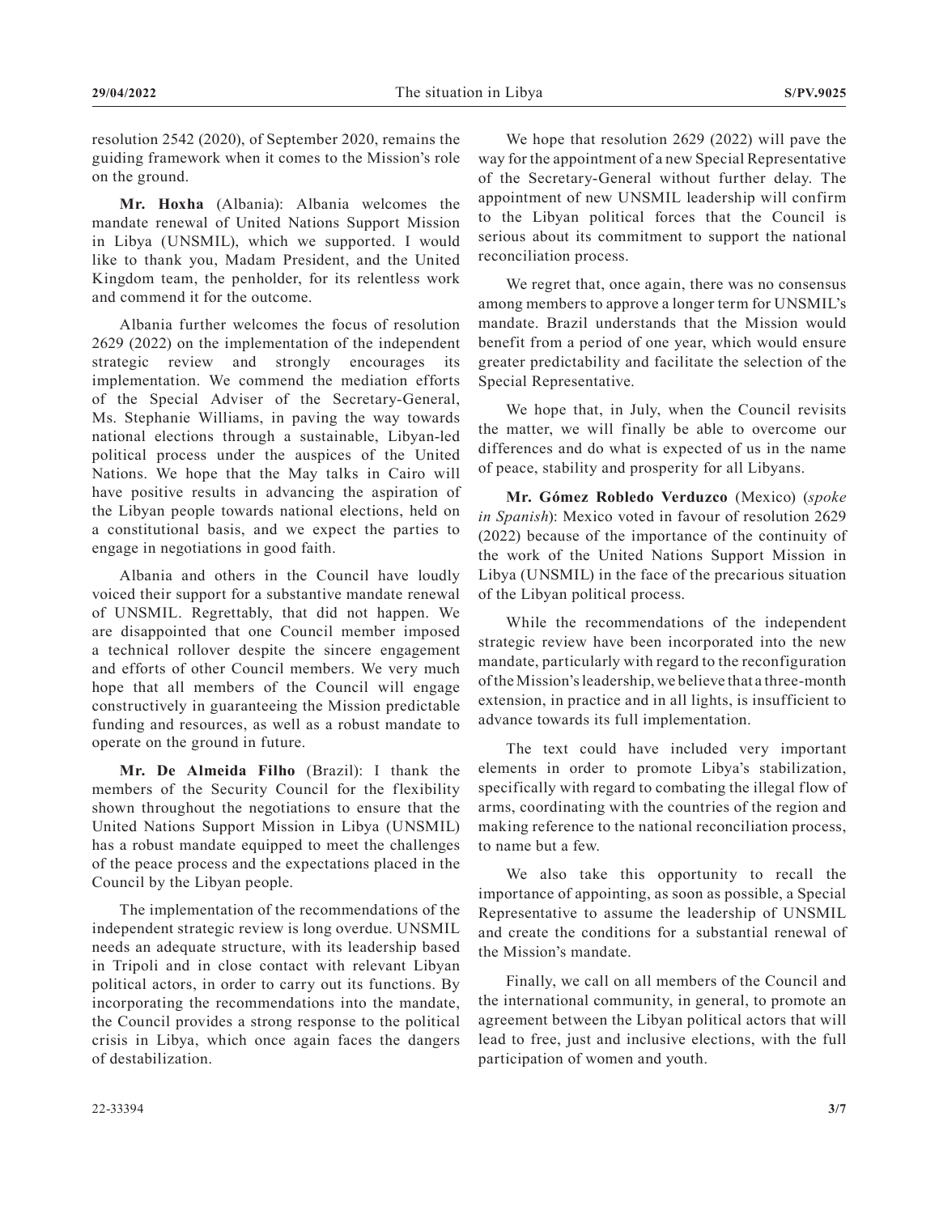resolution 2542 (2020), of September 2020, remains the guiding framework when it comes to the Mission's role on the ground.

**Mr. Hoxha** (Albania): Albania welcomes the mandate renewal of United Nations Support Mission in Libya (UNSMIL), which we supported. I would like to thank you, Madam President, and the United Kingdom team, the penholder, for its relentless work and commend it for the outcome.

Albania further welcomes the focus of resolution 2629 (2022) on the implementation of the independent strategic review and strongly encourages its implementation. We commend the mediation efforts of the Special Adviser of the Secretary-General, Ms. Stephanie Williams, in paving the way towards national elections through a sustainable, Libyan-led political process under the auspices of the United Nations. We hope that the May talks in Cairo will have positive results in advancing the aspiration of the Libyan people towards national elections, held on a constitutional basis, and we expect the parties to engage in negotiations in good faith.

Albania and others in the Council have loudly voiced their support for a substantive mandate renewal of UNSMIL. Regrettably, that did not happen. We are disappointed that one Council member imposed a technical rollover despite the sincere engagement and efforts of other Council members. We very much hope that all members of the Council will engage constructively in guaranteeing the Mission predictable funding and resources, as well as a robust mandate to operate on the ground in future.

**Mr. De Almeida Filho** (Brazil): I thank the members of the Security Council for the flexibility shown throughout the negotiations to ensure that the United Nations Support Mission in Libya (UNSMIL) has a robust mandate equipped to meet the challenges of the peace process and the expectations placed in the Council by the Libyan people.

The implementation of the recommendations of the independent strategic review is long overdue. UNSMIL needs an adequate structure, with its leadership based in Tripoli and in close contact with relevant Libyan political actors, in order to carry out its functions. By incorporating the recommendations into the mandate, the Council provides a strong response to the political crisis in Libya, which once again faces the dangers of destabilization.

We hope that resolution 2629 (2022) will pave the way for the appointment of a new Special Representative of the Secretary-General without further delay. The appointment of new UNSMIL leadership will confirm to the Libyan political forces that the Council is serious about its commitment to support the national reconciliation process.

We regret that, once again, there was no consensus among members to approve a longer term for UNSMIL's mandate. Brazil understands that the Mission would benefit from a period of one year, which would ensure greater predictability and facilitate the selection of the Special Representative.

We hope that, in July, when the Council revisits the matter, we will finally be able to overcome our differences and do what is expected of us in the name of peace, stability and prosperity for all Libyans.

**Mr. Gómez Robledo Verduzco** (Mexico) (*spoke in Spanish*): Mexico voted in favour of resolution 2629 (2022) because of the importance of the continuity of the work of the United Nations Support Mission in Libya (UNSMIL) in the face of the precarious situation of the Libyan political process.

While the recommendations of the independent strategic review have been incorporated into the new mandate, particularly with regard to the reconfiguration of the Mission's leadership, we believe that a three-month extension, in practice and in all lights, is insufficient to advance towards its full implementation.

The text could have included very important elements in order to promote Libya's stabilization, specifically with regard to combating the illegal flow of arms, coordinating with the countries of the region and making reference to the national reconciliation process, to name but a few.

We also take this opportunity to recall the importance of appointing, as soon as possible, a Special Representative to assume the leadership of UNSMIL and create the conditions for a substantial renewal of the Mission's mandate.

Finally, we call on all members of the Council and the international community, in general, to promote an agreement between the Libyan political actors that will lead to free, just and inclusive elections, with the full participation of women and youth.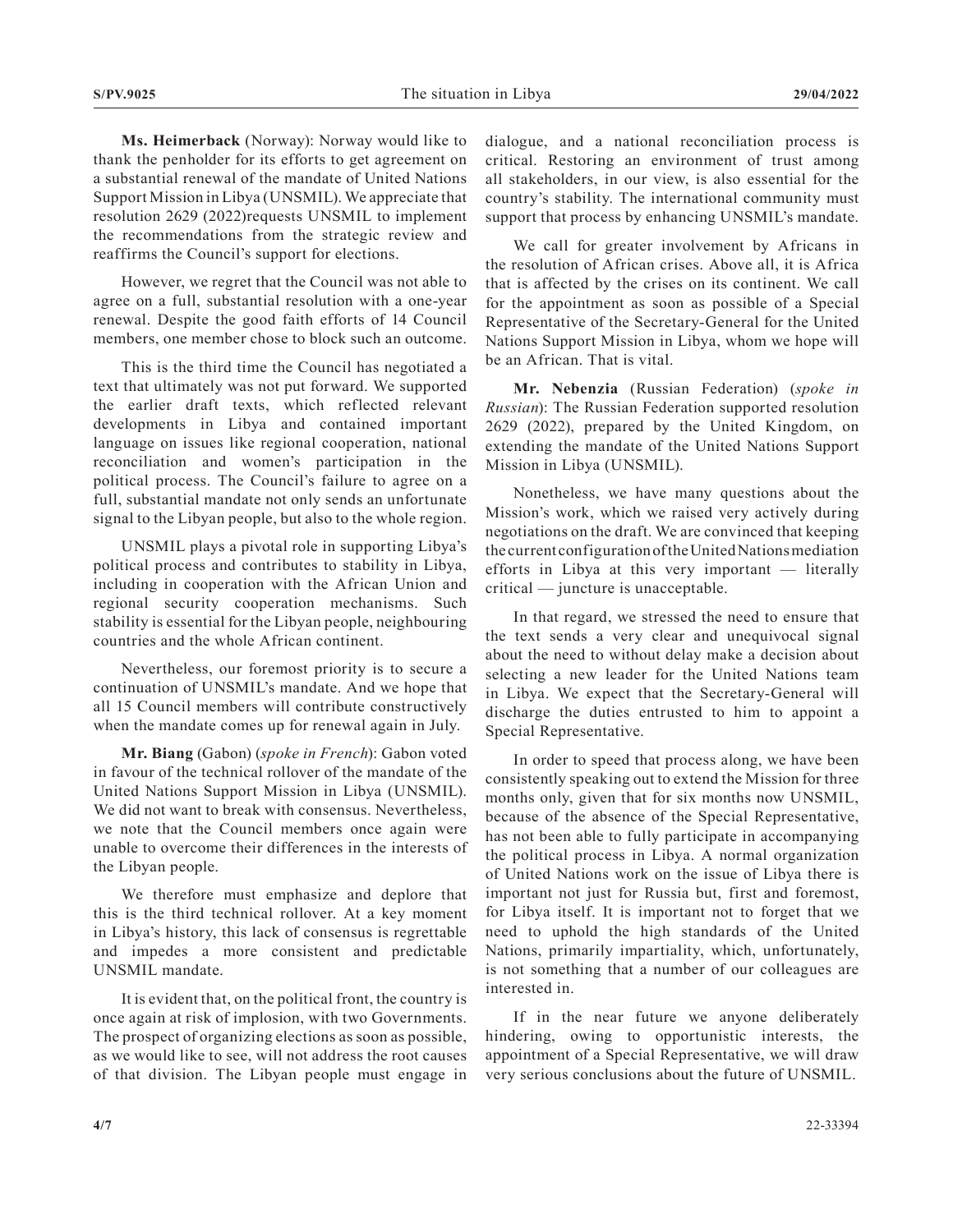**Ms. Heimerback** (Norway): Norway would like to thank the penholder for its efforts to get agreement on a substantial renewal of the mandate of United Nations Support Mission in Libya (UNSMIL). We appreciate that resolution 2629 (2022)requests UNSMIL to implement the recommendations from the strategic review and reaffirms the Council's support for elections.

However, we regret that the Council was not able to agree on a full, substantial resolution with a one-year renewal. Despite the good faith efforts of 14 Council members, one member chose to block such an outcome.

This is the third time the Council has negotiated a text that ultimately was not put forward. We supported the earlier draft texts, which reflected relevant developments in Libya and contained important language on issues like regional cooperation, national reconciliation and women's participation in the political process. The Council's failure to agree on a full, substantial mandate not only sends an unfortunate signal to the Libyan people, but also to the whole region.

UNSMIL plays a pivotal role in supporting Libya's political process and contributes to stability in Libya, including in cooperation with the African Union and regional security cooperation mechanisms. Such stability is essential for the Libyan people, neighbouring countries and the whole African continent.

Nevertheless, our foremost priority is to secure a continuation of UNSMIL's mandate. And we hope that all 15 Council members will contribute constructively when the mandate comes up for renewal again in July.

**Mr. Biang** (Gabon) (*spoke in French*): Gabon voted in favour of the technical rollover of the mandate of the United Nations Support Mission in Libya (UNSMIL). We did not want to break with consensus. Nevertheless, we note that the Council members once again were unable to overcome their differences in the interests of the Libyan people.

We therefore must emphasize and deplore that this is the third technical rollover. At a key moment in Libya's history, this lack of consensus is regrettable and impedes a more consistent and predictable UNSMIL mandate.

It is evident that, on the political front, the country is once again at risk of implosion, with two Governments. The prospect of organizing elections as soon as possible, as we would like to see, will not address the root causes of that division. The Libyan people must engage in dialogue, and a national reconciliation process is critical. Restoring an environment of trust among all stakeholders, in our view, is also essential for the country's stability. The international community must support that process by enhancing UNSMIL's mandate.

We call for greater involvement by Africans in the resolution of African crises. Above all, it is Africa that is affected by the crises on its continent. We call for the appointment as soon as possible of a Special Representative of the Secretary-General for the United Nations Support Mission in Libya, whom we hope will be an African. That is vital.

**Mr. Nebenzia** (Russian Federation) (*spoke in Russian*): The Russian Federation supported resolution 2629 (2022), prepared by the United Kingdom, on extending the mandate of the United Nations Support Mission in Libya (UNSMIL).

Nonetheless, we have many questions about the Mission's work, which we raised very actively during negotiations on the draft. We are convinced that keeping the current configuration of the United Nations mediation efforts in Libya at this very important — literally critical — juncture is unacceptable.

In that regard, we stressed the need to ensure that the text sends a very clear and unequivocal signal about the need to without delay make a decision about selecting a new leader for the United Nations team in Libya. We expect that the Secretary-General will discharge the duties entrusted to him to appoint a Special Representative.

In order to speed that process along, we have been consistently speaking out to extend the Mission for three months only, given that for six months now UNSMIL, because of the absence of the Special Representative, has not been able to fully participate in accompanying the political process in Libya. A normal organization of United Nations work on the issue of Libya there is important not just for Russia but, first and foremost, for Libya itself. It is important not to forget that we need to uphold the high standards of the United Nations, primarily impartiality, which, unfortunately, is not something that a number of our colleagues are interested in.

If in the near future we anyone deliberately hindering, owing to opportunistic interests, the appointment of a Special Representative, we will draw very serious conclusions about the future of UNSMIL.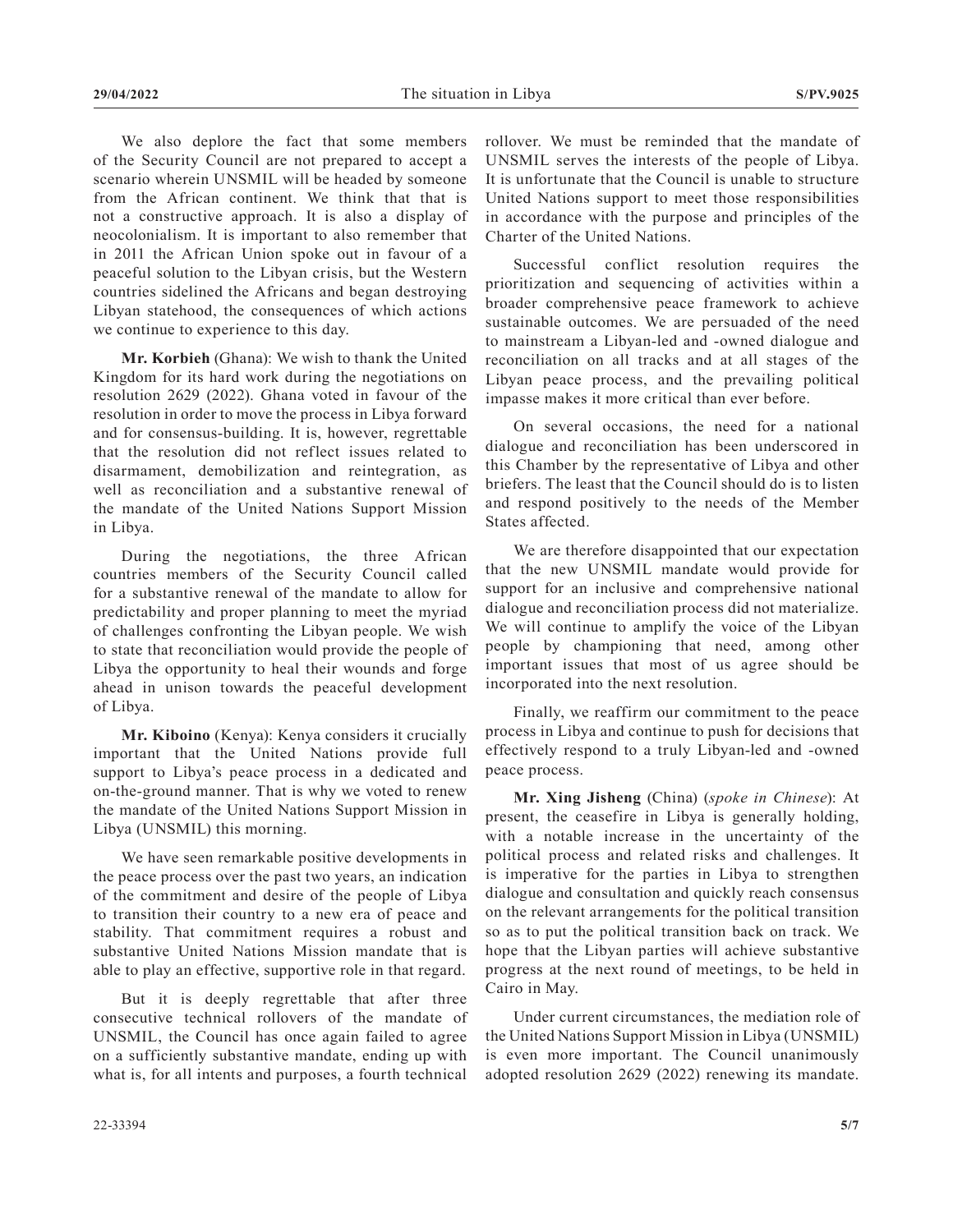We also deplore the fact that some members of the Security Council are not prepared to accept a scenario wherein UNSMIL will be headed by someone from the African continent. We think that that is not a constructive approach. It is also a display of neocolonialism. It is important to also remember that in 2011 the African Union spoke out in favour of a peaceful solution to the Libyan crisis, but the Western countries sidelined the Africans and began destroying Libyan statehood, the consequences of which actions we continue to experience to this day.

**Mr. Korbieh** (Ghana): We wish to thank the United Kingdom for its hard work during the negotiations on resolution 2629 (2022). Ghana voted in favour of the resolution in order to move the process in Libya forward and for consensus-building. It is, however, regrettable that the resolution did not reflect issues related to disarmament, demobilization and reintegration, as well as reconciliation and a substantive renewal of the mandate of the United Nations Support Mission in Libya.

During the negotiations, the three African countries members of the Security Council called for a substantive renewal of the mandate to allow for predictability and proper planning to meet the myriad of challenges confronting the Libyan people. We wish to state that reconciliation would provide the people of Libya the opportunity to heal their wounds and forge ahead in unison towards the peaceful development of Libya.

**Mr. Kiboino** (Kenya): Kenya considers it crucially important that the United Nations provide full support to Libya's peace process in a dedicated and on-the-ground manner. That is why we voted to renew the mandate of the United Nations Support Mission in Libya (UNSMIL) this morning.

We have seen remarkable positive developments in the peace process over the past two years, an indication of the commitment and desire of the people of Libya to transition their country to a new era of peace and stability. That commitment requires a robust and substantive United Nations Mission mandate that is able to play an effective, supportive role in that regard.

But it is deeply regrettable that after three consecutive technical rollovers of the mandate of UNSMIL, the Council has once again failed to agree on a sufficiently substantive mandate, ending up with what is, for all intents and purposes, a fourth technical rollover. We must be reminded that the mandate of UNSMIL serves the interests of the people of Libya. It is unfortunate that the Council is unable to structure United Nations support to meet those responsibilities in accordance with the purpose and principles of the Charter of the United Nations.

Successful conflict resolution requires the prioritization and sequencing of activities within a broader comprehensive peace framework to achieve sustainable outcomes. We are persuaded of the need to mainstream a Libyan-led and -owned dialogue and reconciliation on all tracks and at all stages of the Libyan peace process, and the prevailing political impasse makes it more critical than ever before.

On several occasions, the need for a national dialogue and reconciliation has been underscored in this Chamber by the representative of Libya and other briefers. The least that the Council should do is to listen and respond positively to the needs of the Member States affected.

We are therefore disappointed that our expectation that the new UNSMIL mandate would provide for support for an inclusive and comprehensive national dialogue and reconciliation process did not materialize. We will continue to amplify the voice of the Libyan people by championing that need, among other important issues that most of us agree should be incorporated into the next resolution.

Finally, we reaffirm our commitment to the peace process in Libya and continue to push for decisions that effectively respond to a truly Libyan-led and -owned peace process.

**Mr. Xing Jisheng** (China) (*spoke in Chinese*): At present, the ceasefire in Libya is generally holding, with a notable increase in the uncertainty of the political process and related risks and challenges. It is imperative for the parties in Libya to strengthen dialogue and consultation and quickly reach consensus on the relevant arrangements for the political transition so as to put the political transition back on track. We hope that the Libyan parties will achieve substantive progress at the next round of meetings, to be held in Cairo in May.

Under current circumstances, the mediation role of the United Nations Support Mission in Libya (UNSMIL) is even more important. The Council unanimously adopted resolution 2629 (2022) renewing its mandate.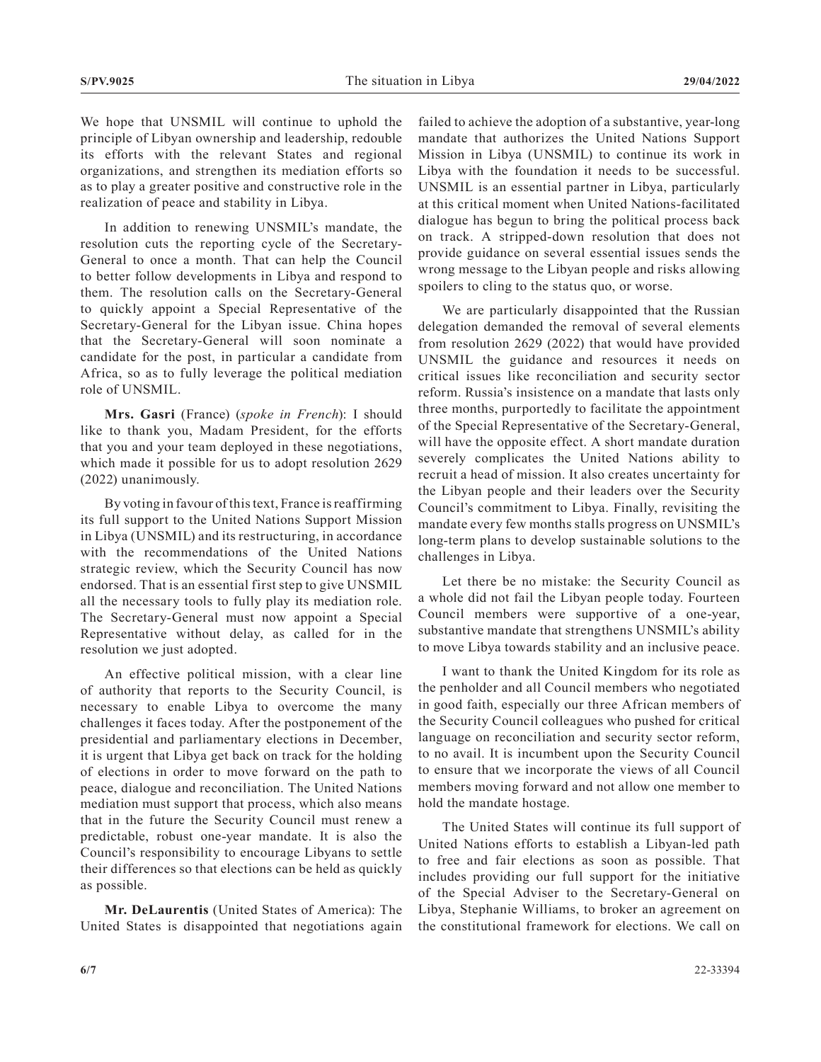We hope that UNSMIL will continue to uphold the principle of Libyan ownership and leadership, redouble its efforts with the relevant States and regional organizations, and strengthen its mediation efforts so as to play a greater positive and constructive role in the realization of peace and stability in Libya.

In addition to renewing UNSMIL's mandate, the resolution cuts the reporting cycle of the Secretary-General to once a month. That can help the Council to better follow developments in Libya and respond to them. The resolution calls on the Secretary-General to quickly appoint a Special Representative of the Secretary-General for the Libyan issue. China hopes that the Secretary-General will soon nominate a candidate for the post, in particular a candidate from Africa, so as to fully leverage the political mediation role of UNSMIL.

**Mrs. Gasri** (France) (*spoke in French*): I should like to thank you, Madam President, for the efforts that you and your team deployed in these negotiations, which made it possible for us to adopt resolution 2629 (2022) unanimously.

By voting in favour of this text, France is reaffirming its full support to the United Nations Support Mission in Libya (UNSMIL) and its restructuring, in accordance with the recommendations of the United Nations strategic review, which the Security Council has now endorsed. That is an essential first step to give UNSMIL all the necessary tools to fully play its mediation role. The Secretary-General must now appoint a Special Representative without delay, as called for in the resolution we just adopted.

An effective political mission, with a clear line of authority that reports to the Security Council, is necessary to enable Libya to overcome the many challenges it faces today. After the postponement of the presidential and parliamentary elections in December, it is urgent that Libya get back on track for the holding of elections in order to move forward on the path to peace, dialogue and reconciliation. The United Nations mediation must support that process, which also means that in the future the Security Council must renew a predictable, robust one-year mandate. It is also the Council's responsibility to encourage Libyans to settle their differences so that elections can be held as quickly as possible.

**Mr. DeLaurentis** (United States of America): The United States is disappointed that negotiations again failed to achieve the adoption of a substantive, year-long mandate that authorizes the United Nations Support Mission in Libya (UNSMIL) to continue its work in Libya with the foundation it needs to be successful. UNSMIL is an essential partner in Libya, particularly at this critical moment when United Nations-facilitated dialogue has begun to bring the political process back on track. A stripped-down resolution that does not provide guidance on several essential issues sends the wrong message to the Libyan people and risks allowing spoilers to cling to the status quo, or worse.

We are particularly disappointed that the Russian delegation demanded the removal of several elements from resolution 2629 (2022) that would have provided UNSMIL the guidance and resources it needs on critical issues like reconciliation and security sector reform. Russia's insistence on a mandate that lasts only three months, purportedly to facilitate the appointment of the Special Representative of the Secretary-General, will have the opposite effect. A short mandate duration severely complicates the United Nations ability to recruit a head of mission. It also creates uncertainty for the Libyan people and their leaders over the Security Council's commitment to Libya. Finally, revisiting the mandate every few months stalls progress on UNSMIL's long-term plans to develop sustainable solutions to the challenges in Libya.

Let there be no mistake: the Security Council as a whole did not fail the Libyan people today. Fourteen Council members were supportive of a one-year, substantive mandate that strengthens UNSMIL's ability to move Libya towards stability and an inclusive peace.

I want to thank the United Kingdom for its role as the penholder and all Council members who negotiated in good faith, especially our three African members of the Security Council colleagues who pushed for critical language on reconciliation and security sector reform, to no avail. It is incumbent upon the Security Council to ensure that we incorporate the views of all Council members moving forward and not allow one member to hold the mandate hostage.

The United States will continue its full support of United Nations efforts to establish a Libyan-led path to free and fair elections as soon as possible. That includes providing our full support for the initiative of the Special Adviser to the Secretary-General on Libya, Stephanie Williams, to broker an agreement on the constitutional framework for elections. We call on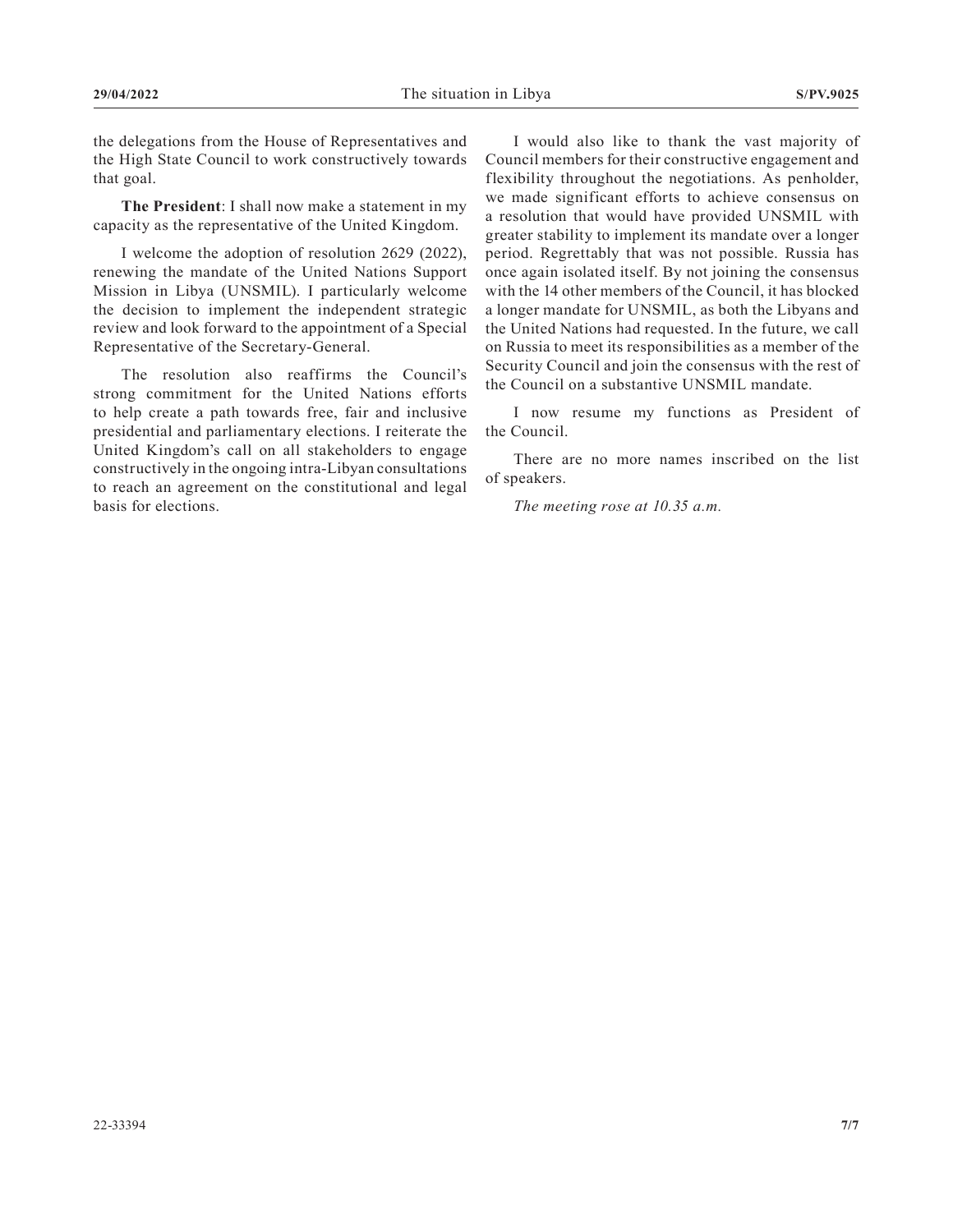the delegations from the House of Representatives and the High State Council to work constructively towards that goal.

**The President**: I shall now make a statement in my capacity as the representative of the United Kingdom.

I welcome the adoption of resolution 2629 (2022), renewing the mandate of the United Nations Support Mission in Libya (UNSMIL). I particularly welcome the decision to implement the independent strategic review and look forward to the appointment of a Special Representative of the Secretary-General.

The resolution also reaffirms the Council's strong commitment for the United Nations efforts to help create a path towards free, fair and inclusive presidential and parliamentary elections. I reiterate the United Kingdom's call on all stakeholders to engage constructively in the ongoing intra-Libyan consultations to reach an agreement on the constitutional and legal basis for elections.

I would also like to thank the vast majority of Council members for their constructive engagement and flexibility throughout the negotiations. As penholder, we made significant efforts to achieve consensus on a resolution that would have provided UNSMIL with greater stability to implement its mandate over a longer period. Regrettably that was not possible. Russia has once again isolated itself. By not joining the consensus with the 14 other members of the Council, it has blocked a longer mandate for UNSMIL, as both the Libyans and the United Nations had requested. In the future, we call on Russia to meet its responsibilities as a member of the Security Council and join the consensus with the rest of the Council on a substantive UNSMIL mandate.

I now resume my functions as President of the Council.

There are no more names inscribed on the list of speakers.

*The meeting rose at 10.35 a.m.*